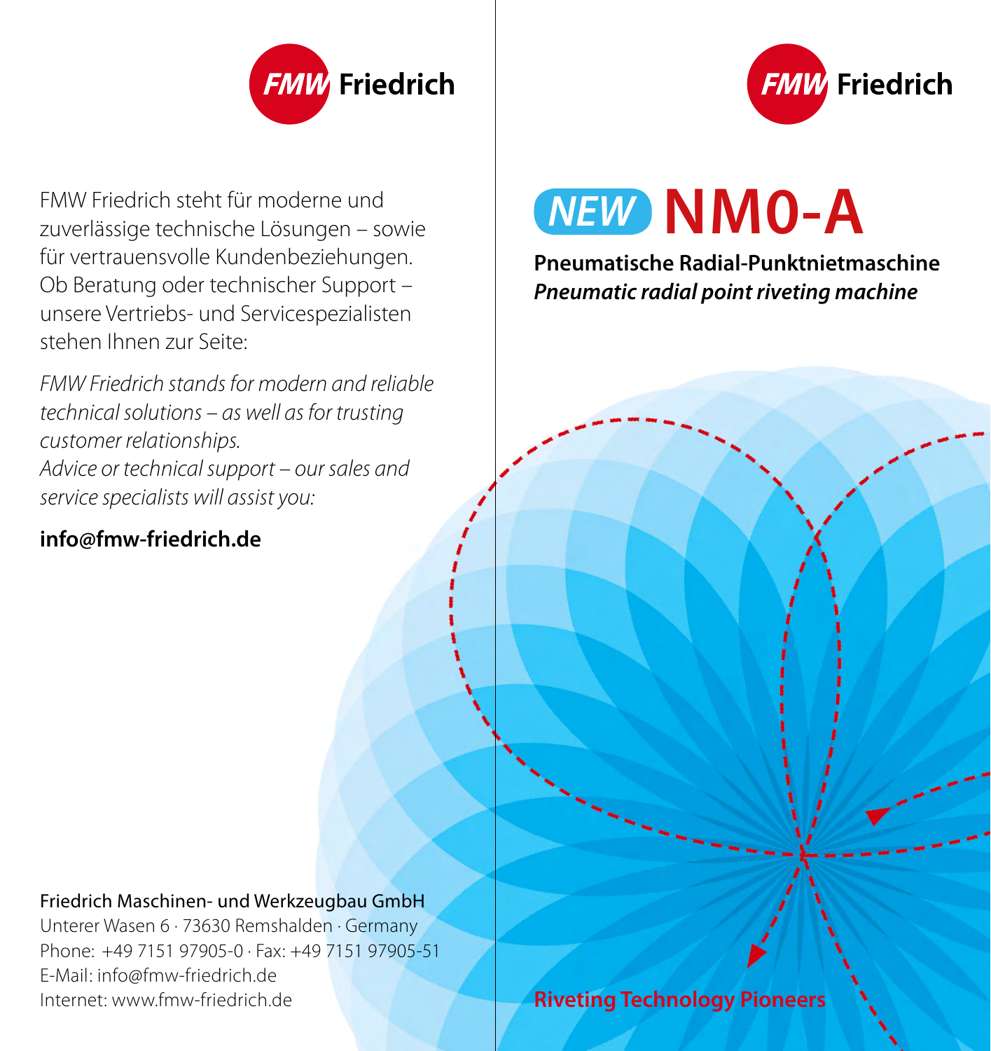FMW Friedrich

FMW Friedrich steht für moderne und zuverlässige technische Lösungen – sowie für vertrauensvolle Kundenbeziehungen. Ob Beratung oder technischer Support – unsere Vertriebs- und Servicespezialisten stehen Ihnen zur Seite:

*FMW Friedrich stands for modern and reliable technical solutions – as well as for trusting customer relationships. Advice or technical support – our sales and service specialists will assist you:*

**info@fmw-friedrich.de**

Friedrich Maschinen- und Werkzeugbau GmbH
Unterer Wasen 6 · 73630 Remshalden · Germany
Phone: +49 7151 97905-0 · Fax: +49 7151 97905-51
E-Mail: info@fmw-friedrich.de
Internet: www.fmw-friedrich.de

FMW Friedrich

# NEW NM0-A

**Pneumatische Radial-Punktnietmaschine**
***Pneumatic radial point riveting machine***

**Riveting Technology Pioneers**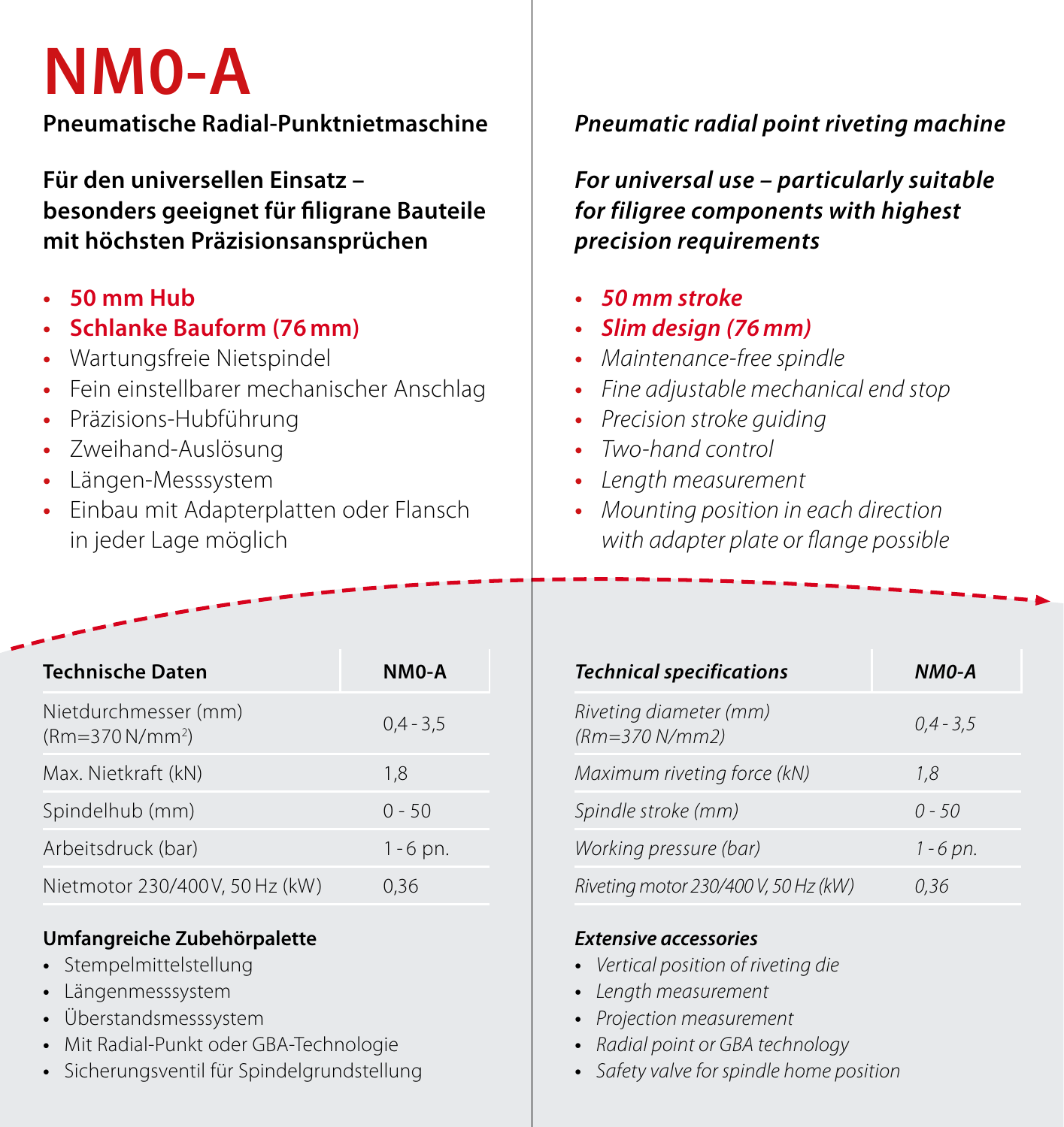# NM0-A

**Pneumatische Radial-Punktnietmaschine**

**Für den universellen Einsatz – besonders geeignet für filigrane Bauteile mit höchsten Präzisionsansprüchen**

- **50 mm Hub**
- **Schlanke Bauform (76 mm)**
- Wartungsfreie Nietspindel
- Fein einstellbarer mechanischer Anschlag
- Präzisions-Hubführung
- Zweihand-Auslösung
- Längen-Messsystem
- Einbau mit Adapterplatten oder Flansch in jeder Lage möglich

| Technische Daten | NM0-A |
|---|---|
| Nietdurchmesser (mm) (Rm=370 N/mm²) | 0,4 - 3,5 |
| Max. Nietkraft (kN) | 1,8 |
| Spindelhub (mm) | 0 - 50 |
| Arbeitsdruck (bar) | 1 - 6 pn. |
| Nietmotor 230/400 V, 50 Hz (kW) | 0,36 |

**Umfangreiche Zubehörpalette**

- Stempelmittelstellung
- Längenmesssystem
- Überstandsmesssystem
- Mit Radial-Punkt oder GBA-Technologie
- Sicherungsventil für Spindelgrundstellung

***Pneumatic radial point riveting machine***

***For universal use – particularly suitable for filigree components with highest precision requirements***

- ***50 mm stroke***
- ***Slim design (76 mm)***
- *Maintenance-free spindle*
- *Fine adjustable mechanical end stop*
- *Precision stroke guiding*
- *Two-hand control*
- *Length measurement*
- *Mounting position in each direction with adapter plate or flange possible*

| *Technical specifications* | *NM0-A* |
|---|---|
| *Riveting diameter (mm) (Rm=370 N/mm2)* | *0,4 - 3,5* |
| *Maximum riveting force (kN)* | *1,8* |
| *Spindle stroke (mm)* | *0 - 50* |
| *Working pressure (bar)* | *1 - 6 pn.* |
| *Riveting motor 230/400 V, 50 Hz (kW)* | *0,36* |

***Extensive accessories***

- *Vertical position of riveting die*
- *Length measurement*
- *Projection measurement*
- *Radial point or GBA technology*
- *Safety valve for spindle home position*